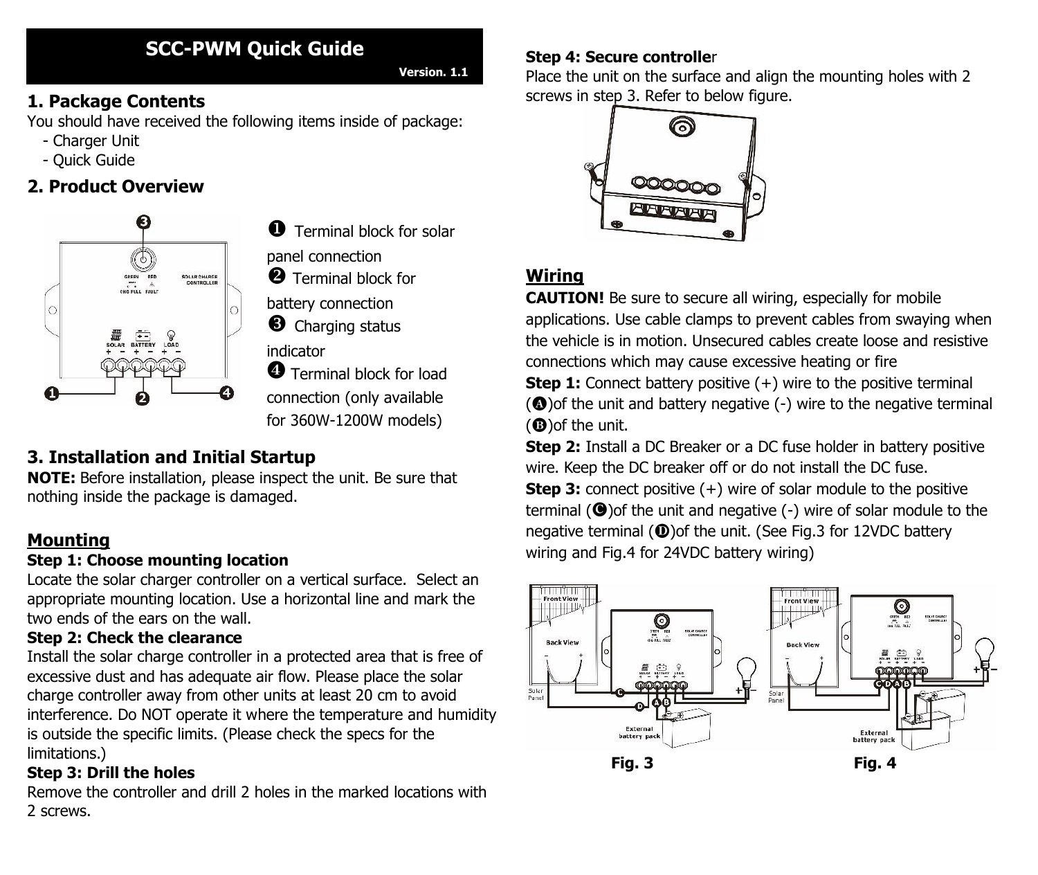# SCC-PWM Quick Guide

Version. 1.1

## 1. Package Contents

You should have received the following items inside of package:

- Charger Unit
- Quick Guide

## 2. Product Overview

❶ Terminal block for solar panel connection

❷ Terminal block for battery connection

❸ Charging status indicator

❹ Terminal block for load connection (only available for 360W-1200W models)

## 3. Installation and Initial Startup

**NOTE:** Before installation, please inspect the unit. Be sure that nothing inside the package is damaged.

### Mounting

**Step 1: Choose mounting location**

Locate the solar charger controller on a vertical surface. Select an appropriate mounting location. Use a horizontal line and mark the two ends of the ears on the wall.

**Step 2: Check the clearance**

Install the solar charge controller in a protected area that is free of excessive dust and has adequate air flow. Please place the solar charge controller away from other units at least 20 cm to avoid interference. Do NOT operate it where the temperature and humidity is outside the specific limits. (Please check the specs for the limitations.)

**Step 3: Drill the holes**

Remove the controller and drill 2 holes in the marked locations with 2 screws.

**Step 4: Secure controller**

Place the unit on the surface and align the mounting holes with 2 screws in step 3. Refer to below figure.

### Wiring

**CAUTION!** Be sure to secure all wiring, especially for mobile applications. Use cable clamps to prevent cables from swaying when the vehicle is in motion. Unsecured cables create loose and resistive connections which may cause excessive heating or fire

**Step 1:** Connect battery positive (+) wire to the positive terminal (Ⓐ)of the unit and battery negative (-) wire to the negative terminal (Ⓑ)of the unit.

**Step 2:** Install a DC Breaker or a DC fuse holder in battery positive wire. Keep the DC breaker off or do not install the DC fuse.

**Step 3:** connect positive (+) wire of solar module to the positive terminal (Ⓒ)of the unit and negative (-) wire of solar module to the negative terminal (Ⓓ)of the unit. (See Fig.3 for 12VDC battery wiring and Fig.4 for 24VDC battery wiring)

**Fig. 3**

**Fig. 4**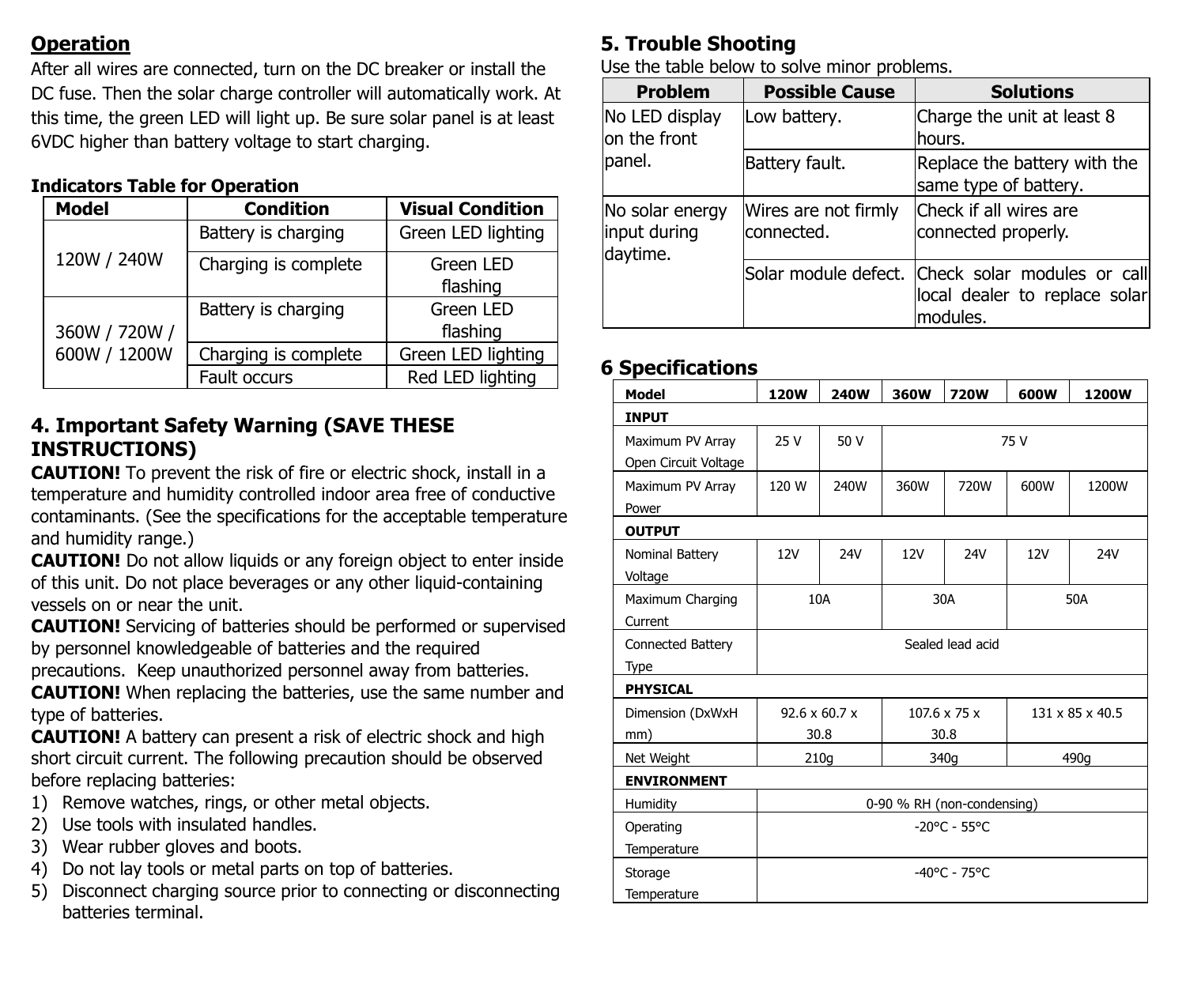## Operation

After all wires are connected, turn on the DC breaker or install the DC fuse. Then the solar charge controller will automatically work. At this time, the green LED will light up. Be sure solar panel is at least 6VDC higher than battery voltage to start charging.

**Indicators Table for Operation**

| Model | Condition | Visual Condition |
|---|---|---|
| 120W / 240W | Battery is charging | Green LED lighting |
| | Charging is complete | Green LED flashing |
| 360W / 720W / 600W / 1200W | Battery is charging | Green LED flashing |
| | Charging is complete | Green LED lighting |
| | Fault occurs | Red LED lighting |

## 4. Important Safety Warning (SAVE THESE INSTRUCTIONS)

**CAUTION!** To prevent the risk of fire or electric shock, install in a temperature and humidity controlled indoor area free of conductive contaminants. (See the specifications for the acceptable temperature and humidity range.)

**CAUTION!** Do not allow liquids or any foreign object to enter inside of this unit. Do not place beverages or any other liquid-containing vessels on or near the unit.

**CAUTION!** Servicing of batteries should be performed or supervised by personnel knowledgeable of batteries and the required precautions. Keep unauthorized personnel away from batteries.

**CAUTION!** When replacing the batteries, use the same number and type of batteries.

**CAUTION!** A battery can present a risk of electric shock and high short circuit current. The following precaution should be observed before replacing batteries:

1) Remove watches, rings, or other metal objects.
2) Use tools with insulated handles.
3) Wear rubber gloves and boots.
4) Do not lay tools or metal parts on top of batteries.
5) Disconnect charging source prior to connecting or disconnecting batteries terminal.

## 5. Trouble Shooting

Use the table below to solve minor problems.

| Problem | Possible Cause | Solutions |
|---|---|---|
| No LED display on the front panel. | Low battery. | Charge the unit at least 8 hours. |
| | Battery fault. | Replace the battery with the same type of battery. |
| No solar energy input during daytime. | Wires are not firmly connected. | Check if all wires are connected properly. |
| | Solar module defect. | Check solar modules or call local dealer to replace solar modules. |

## 6 Specifications

| Model | 120W | 240W | 360W | 720W | 600W | 1200W |
|---|---|---|---|---|---|---|
| **INPUT** | | | | | | |
| Maximum PV Array Open Circuit Voltage | 25 V | 50 V | 75 V | | | |
| Maximum PV Array Power | 120 W | 240W | 360W | 720W | 600W | 1200W |
| **OUTPUT** | | | | | | |
| Nominal Battery Voltage | 12V | 24V | 12V | 24V | 12V | 24V |
| Maximum Charging Current | 10A | | 30A | | 50A | |
| Connected Battery Type | Sealed lead acid | | | | | |
| **PHYSICAL** | | | | | | |
| Dimension (DxWxH mm) | 92.6 x 60.7 x 30.8 | | 107.6 x 75 x 30.8 | | 131 x 85 x 40.5 | |
| Net Weight | 210g | | 340g | | 490g | |
| **ENVIRONMENT** | | | | | | |
| Humidity | 0-90 % RH (non-condensing) | | | | | |
| Operating Temperature | -20°C - 55°C | | | | | |
| Storage Temperature | -40°C - 75°C | | | | | |